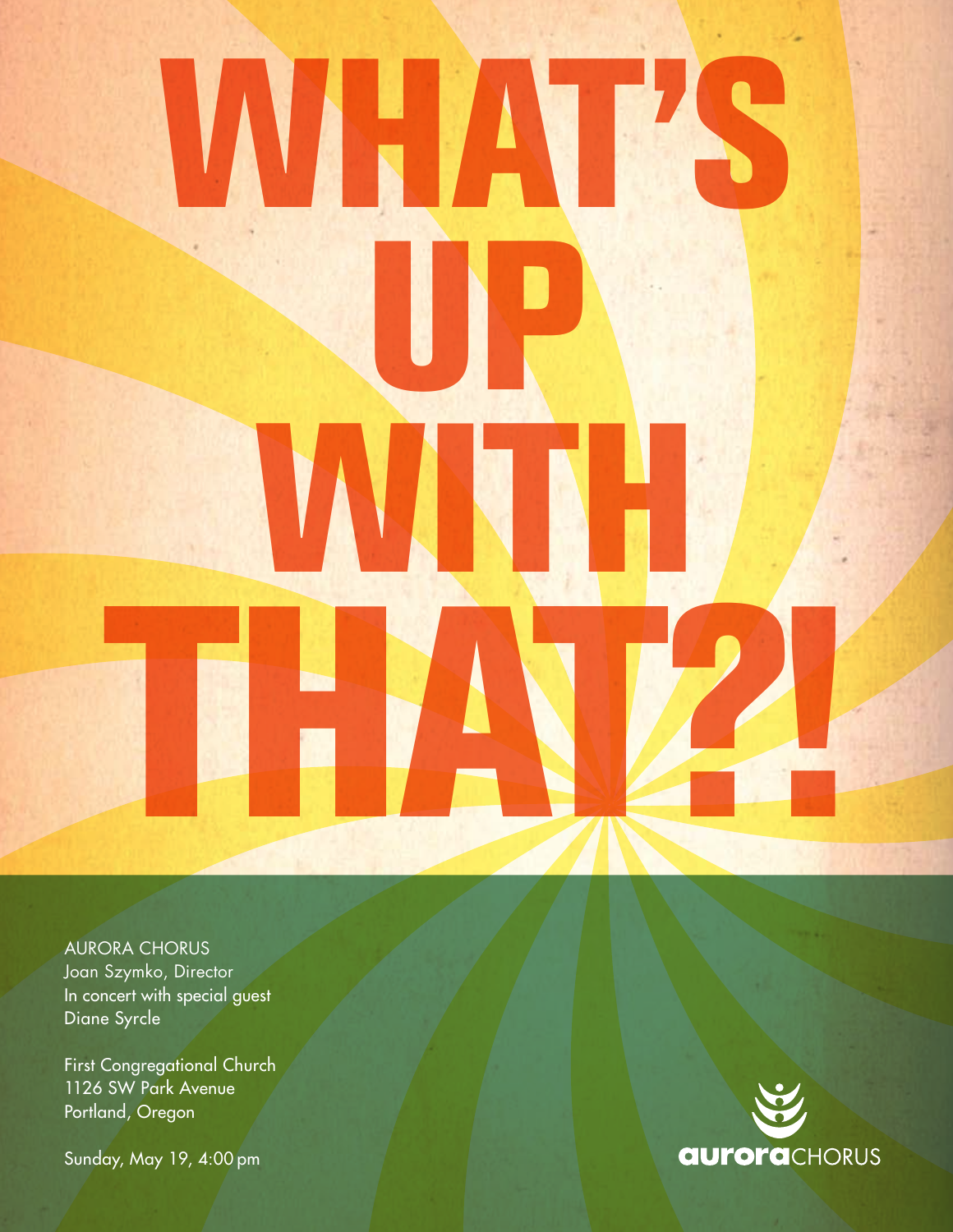# WHAT'S UP WITH THAT?!

AURORA CHORUS
Joan Szymko, Director
In concert with special guest
Diane Syrcle

First Congregational Church
1126 SW Park Avenue
Portland, Oregon

Sunday, May 19, 4:00 pm

auroraCHORUS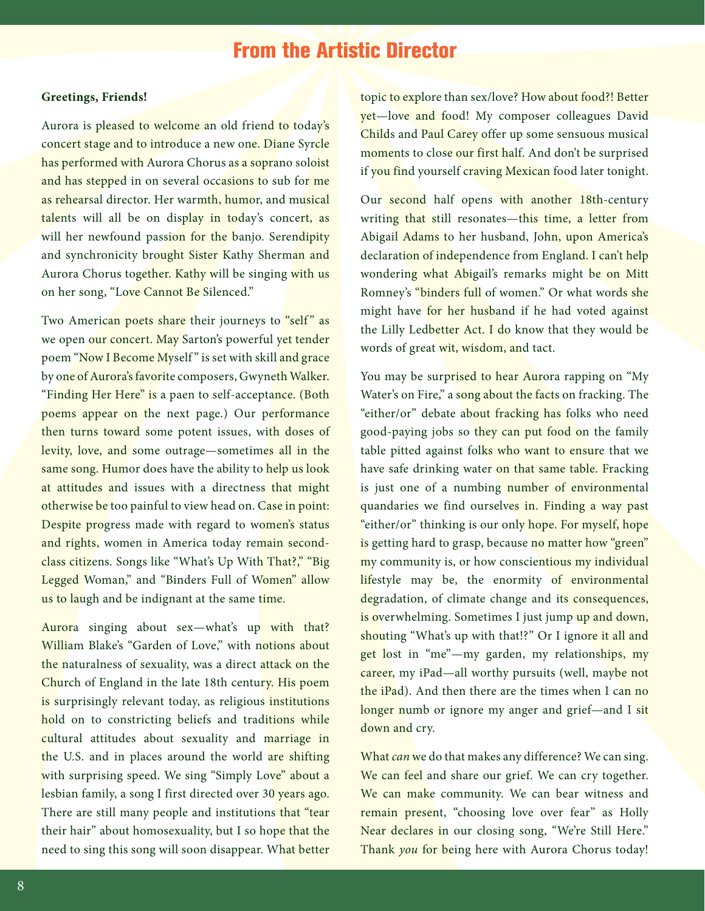# From the Artistic Director

**Greetings, Friends!**

Aurora is pleased to welcome an old friend to today's concert stage and to introduce a new one. Diane Syrcle has performed with Aurora Chorus as a soprano soloist and has stepped in on several occasions to sub for me as rehearsal director. Her warmth, humor, and musical talents will all be on display in today's concert, as will her newfound passion for the banjo. Serendipity and synchronicity brought Sister Kathy Sherman and Aurora Chorus together. Kathy will be singing with us on her song, "Love Cannot Be Silenced."

Two American poets share their journeys to "self" as we open our concert. May Sarton's powerful yet tender poem "Now I Become Myself" is set with skill and grace by one of Aurora's favorite composers, Gwyneth Walker. "Finding Her Here" is a paen to self-acceptance. (Both poems appear on the next page.) Our performance then turns toward some potent issues, with doses of levity, love, and some outrage—sometimes all in the same song. Humor does have the ability to help us look at attitudes and issues with a directness that might otherwise be too painful to view head on. Case in point: Despite progress made with regard to women's status and rights, women in America today remain second-class citizens. Songs like "What's Up With That?," "Big Legged Woman," and "Binders Full of Women" allow us to laugh and be indignant at the same time.

Aurora singing about sex—what's up with that? William Blake's "Garden of Love," with notions about the naturalness of sexuality, was a direct attack on the Church of England in the late 18th century. His poem is surprisingly relevant today, as religious institutions hold on to constricting beliefs and traditions while cultural attitudes about sexuality and marriage in the U.S. and in places around the world are shifting with surprising speed. We sing "Simply Love" about a lesbian family, a song I first directed over 30 years ago. There are still many people and institutions that "tear their hair" about homosexuality, but I so hope that the need to sing this song will soon disappear. What better topic to explore than sex/love? How about food?! Better yet—love and food! My composer colleagues David Childs and Paul Carey offer up some sensuous musical moments to close our first half. And don't be surprised if you find yourself craving Mexican food later tonight.

Our second half opens with another 18th-century writing that still resonates—this time, a letter from Abigail Adams to her husband, John, upon America's declaration of independence from England. I can't help wondering what Abigail's remarks might be on Mitt Romney's "binders full of women." Or what words she might have for her husband if he had voted against the Lilly Ledbetter Act. I do know that they would be words of great wit, wisdom, and tact.

You may be surprised to hear Aurora rapping on "My Water's on Fire," a song about the facts on fracking. The "either/or" debate about fracking has folks who need good-paying jobs so they can put food on the family table pitted against folks who want to ensure that we have safe drinking water on that same table. Fracking is just one of a numbing number of environmental quandaries we find ourselves in. Finding a way past "either/or" thinking is our only hope. For myself, hope is getting hard to grasp, because no matter how "green" my community is, or how conscientious my individual lifestyle may be, the enormity of environmental degradation, of climate change and its consequences, is overwhelming. Sometimes I just jump up and down, shouting "What's up with that!?" Or I ignore it all and get lost in "me"—my garden, my relationships, my career, my iPad—all worthy pursuits (well, maybe not the iPad). And then there are the times when I can no longer numb or ignore my anger and grief—and I sit down and cry.

What *can* we do that makes any difference? We can sing. We can feel and share our grief. We can cry together. We can make community. We can bear witness and remain present, "choosing love over fear" as Holly Near declares in our closing song, "We're Still Here." Thank *you* for being here with Aurora Chorus today!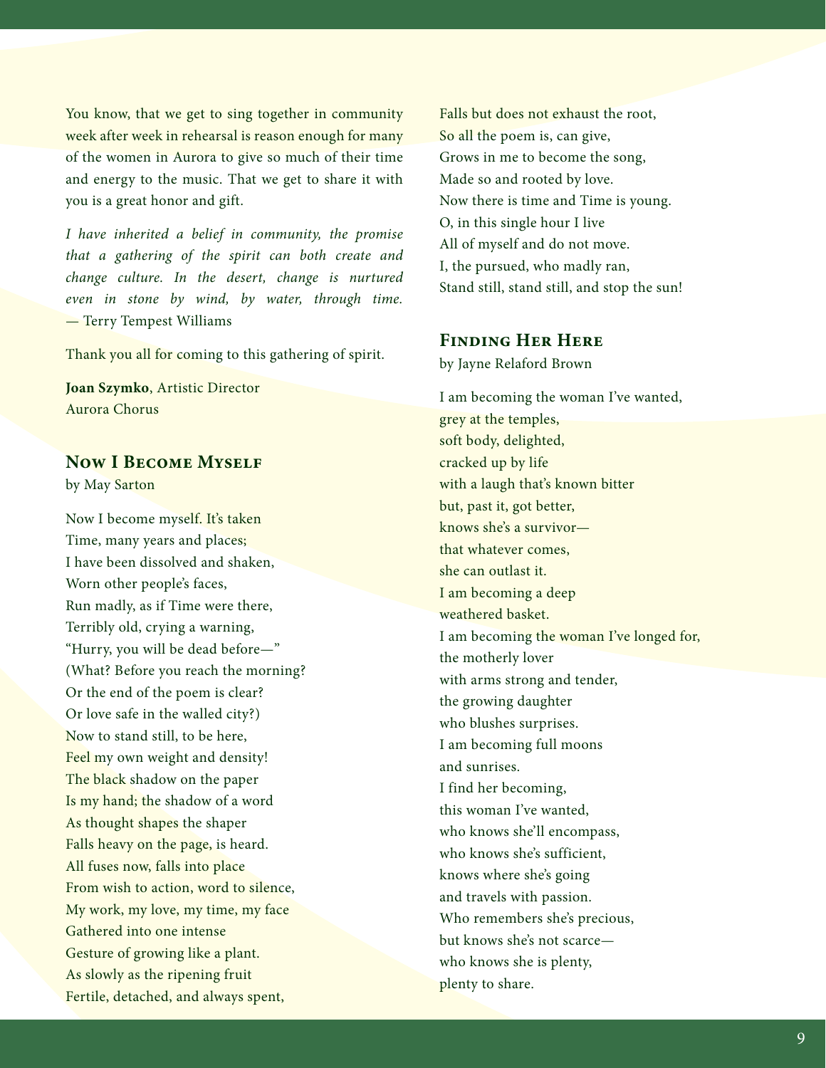You know, that we get to sing together in community week after week in rehearsal is reason enough for many of the women in Aurora to give so much of their time and energy to the music. That we get to share it with you is a great honor and gift.

*I have inherited a belief in community, the promise that a gathering of the spirit can both create and change culture. In the desert, change is nurtured even in stone by wind, by water, through time.* — Terry Tempest Williams

Thank you all for coming to this gathering of spirit.

**Joan Szymko**, Artistic Director
Aurora Chorus

## Now I Become Myself

by May Sarton

Now I become myself. It's taken
Time, many years and places;
I have been dissolved and shaken,
Worn other people's faces,
Run madly, as if Time were there,
Terribly old, crying a warning,
"Hurry, you will be dead before—"
(What? Before you reach the morning?
Or the end of the poem is clear?
Or love safe in the walled city?)
Now to stand still, to be here,
Feel my own weight and density!
The black shadow on the paper
Is my hand; the shadow of a word
As thought shapes the shaper
Falls heavy on the page, is heard.
All fuses now, falls into place
From wish to action, word to silence,
My work, my love, my time, my face
Gathered into one intense
Gesture of growing like a plant.
As slowly as the ripening fruit
Fertile, detached, and always spent,
Falls but does not exhaust the root,
So all the poem is, can give,
Grows in me to become the song,
Made so and rooted by love.
Now there is time and Time is young.
O, in this single hour I live
All of myself and do not move.
I, the pursued, who madly ran,
Stand still, stand still, and stop the sun!

## Finding Her Here

by Jayne Relaford Brown

I am becoming the woman I've wanted,
grey at the temples,
soft body, delighted,
cracked up by life
with a laugh that's known bitter
but, past it, got better,
knows she's a survivor—
that whatever comes,
she can outlast it.
I am becoming a deep
weathered basket.
I am becoming the woman I've longed for,
the motherly lover
with arms strong and tender,
the growing daughter
who blushes surprises.
I am becoming full moons
and sunrises.
I find her becoming,
this woman I've wanted,
who knows she'll encompass,
who knows she's sufficient,
knows where she's going
and travels with passion.
Who remembers she's precious,
but knows she's not scarce—
who knows she is plenty,
plenty to share.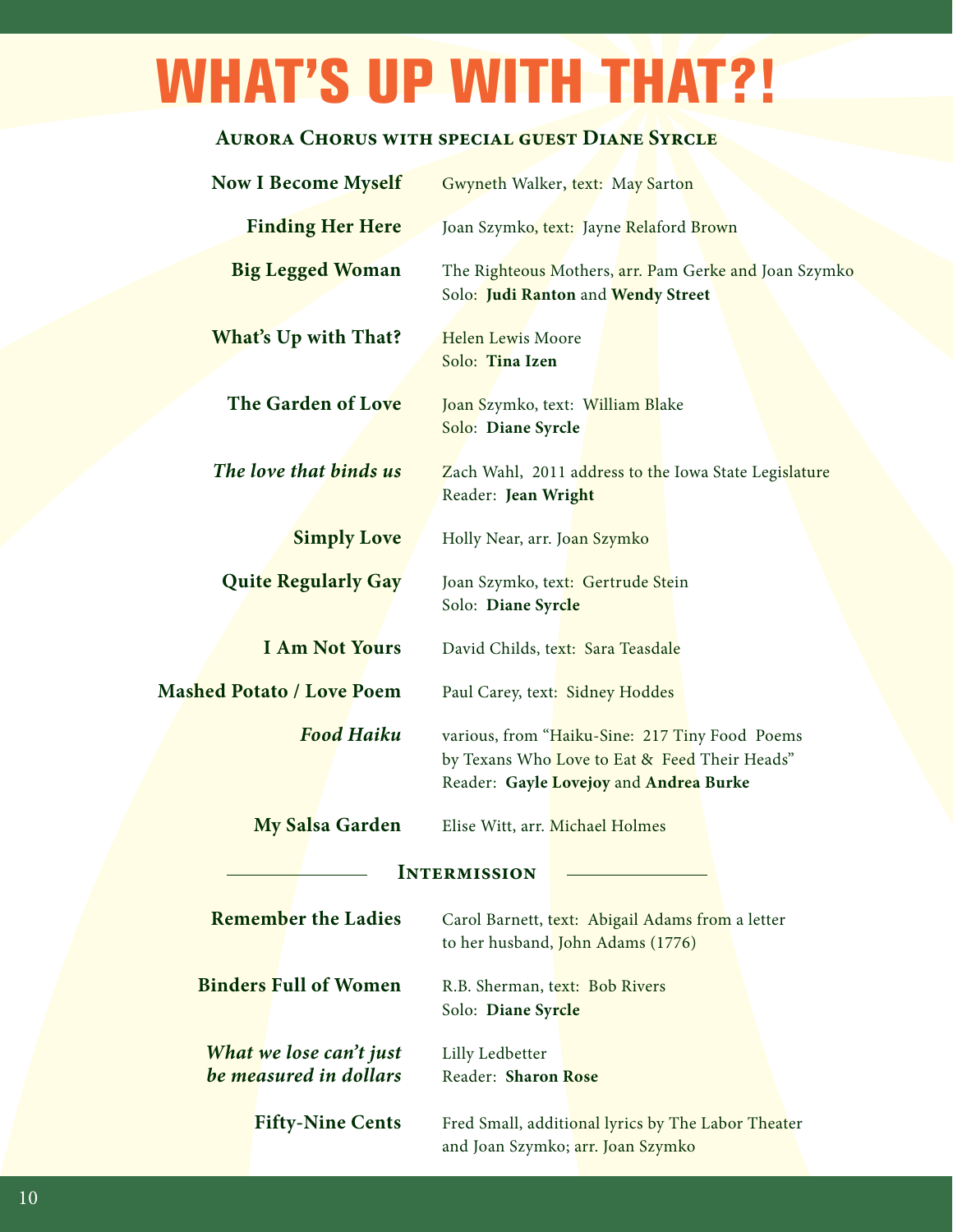# WHAT'S UP WITH THAT?!

### Aurora Chorus with special guest Diane Syrcle

**Now I Become Myself** — Gwyneth Walker, text: May Sarton

**Finding Her Here** — Joan Szymko, text: Jayne Relaford Brown

**Big Legged Woman** — The Righteous Mothers, arr. Pam Gerke and Joan Szymko
Solo: **Judi Ranton** and **Wendy Street**

**What's Up with That?** — Helen Lewis Moore
Solo: **Tina Izen**

**The Garden of Love** — Joan Szymko, text: William Blake
Solo: **Diane Syrcle**

***The love that binds us*** — Zach Wahl, 2011 address to the Iowa State Legislature
Reader: **Jean Wright**

**Simply Love** — Holly Near, arr. Joan Szymko

**Quite Regularly Gay** — Joan Szymko, text: Gertrude Stein
Solo: **Diane Syrcle**

**I Am Not Yours** — David Childs, text: Sara Teasdale

**Mashed Potato / Love Poem** — Paul Carey, text: Sidney Hoddes

***Food Haiku*** — various, from "Haiku-Sine: 217 Tiny Food Poems by Texans Who Love to Eat & Feed Their Heads"
Reader: **Gayle Lovejoy** and **Andrea Burke**

**My Salsa Garden** — Elise Witt, arr. Michael Holmes

### Intermission

**Remember the Ladies** — Carol Barnett, text: Abigail Adams from a letter to her husband, John Adams (1776)

**Binders Full of Women** — R.B. Sherman, text: Bob Rivers
Solo: **Diane Syrcle**

***What we lose can't just be measured in dollars*** — Lilly Ledbetter
Reader: **Sharon Rose**

**Fifty-Nine Cents** — Fred Small, additional lyrics by The Labor Theater and Joan Szymko; arr. Joan Szymko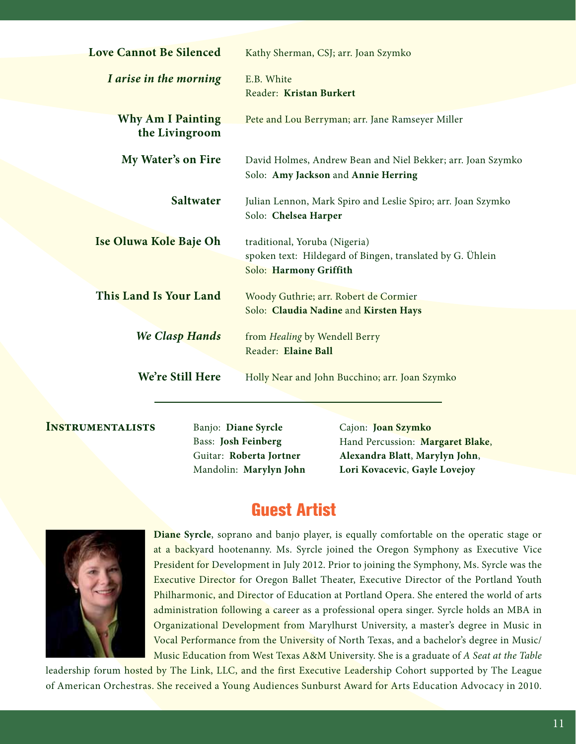**Love Cannot Be Silenced** — Kathy Sherman, CSJ; arr. Joan Szymko

***I arise in the morning*** — E.B. White
Reader: **Kristan Burkert**

**Why Am I Painting the Livingroom** — Pete and Lou Berryman; arr. Jane Ramseyer Miller

**My Water's on Fire** — David Holmes, Andrew Bean and Niel Bekker; arr. Joan Szymko
Solo: **Amy Jackson** and **Annie Herring**

**Saltwater** — Julian Lennon, Mark Spiro and Leslie Spiro; arr. Joan Szymko
Solo: **Chelsea Harper**

**Ise Oluwa Kole Baje Oh** — traditional, Yoruba (Nigeria)
spoken text: Hildegard of Bingen, translated by G. Ühlein
Solo: **Harmony Griffith**

**This Land Is Your Land** — Woody Guthrie; arr. Robert de Cormier
Solo: **Claudia Nadine** and **Kirsten Hays**

***We Clasp Hands*** — from *Healing* by Wendell Berry
Reader: **Elaine Ball**

**We're Still Here** — Holly Near and John Bucchino; arr. Joan Szymko

---

**INSTRUMENTALISTS**

Banjo: **Diane Syrcle**
Bass: **Josh Feinberg**
Guitar: **Roberta Jortner**
Mandolin: **Marylyn John**
Cajon: **Joan Szymko**
Hand Percussion: **Margaret Blake**, **Alexandra Blatt**, **Marylyn John**, **Lori Kovacevic**, **Gayle Lovejoy**

## Guest Artist

**Diane Syrcle**, soprano and banjo player, is equally comfortable on the operatic stage or at a backyard hootenanny. Ms. Syrcle joined the Oregon Symphony as Executive Vice President for Development in July 2012. Prior to joining the Symphony, Ms. Syrcle was the Executive Director for Oregon Ballet Theater, Executive Director of the Portland Youth Philharmonic, and Director of Education at Portland Opera. She entered the world of arts administration following a career as a professional opera singer. Syrcle holds an MBA in Organizational Development from Marylhurst University, a master's degree in Music in Vocal Performance from the University of North Texas, and a bachelor's degree in Music/ Music Education from West Texas A&M University. She is a graduate of *A Seat at the Table* leadership forum hosted by The Link, LLC, and the first Executive Leadership Cohort supported by The League of American Orchestras. She received a Young Audiences Sunburst Award for Arts Education Advocacy in 2010.